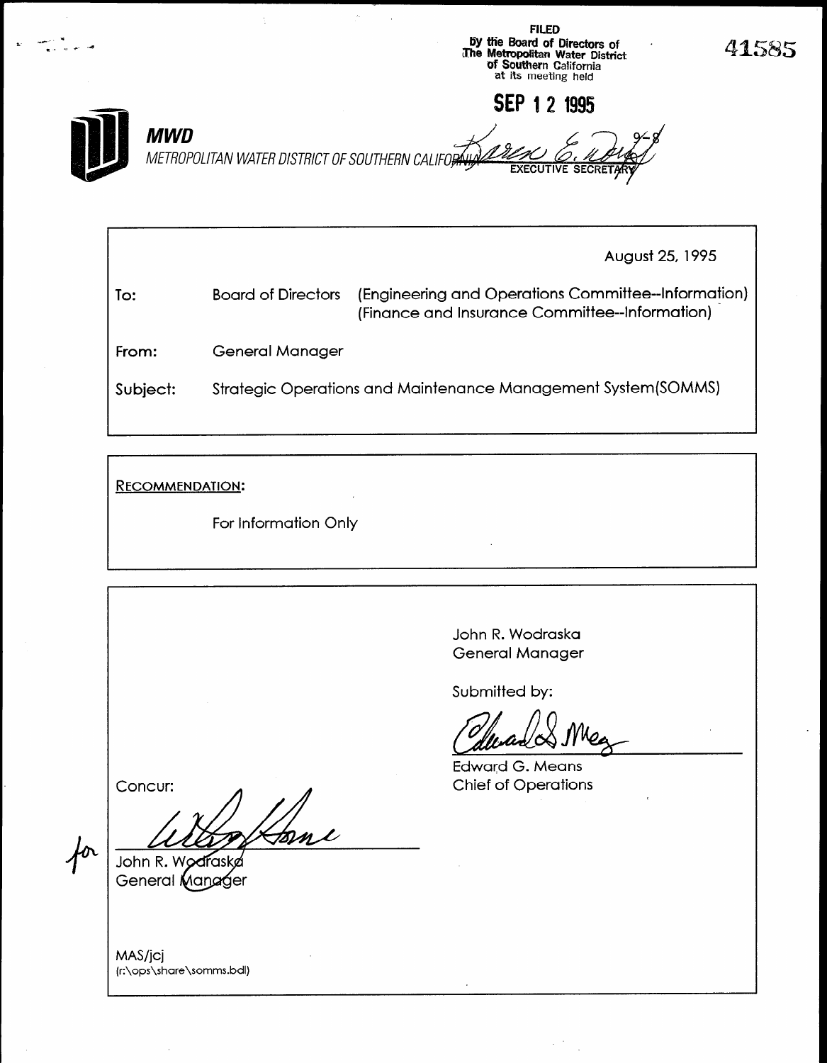FILED
by the Board of Directors of
The Metropolitan Water District
of Southern California
at its meeting held

**SEP 12 1995**

41585

***MWD***
*METROPOLITAN WATER DISTRICT OF SOUTHERN CALIFORNIA*

EXECUTIVE SECRETARY

August 25, 1995

To: Board of Directors (Engineering and Operations Committee--Information) (Finance and Insurance Committee--Information)

From: General Manager

Subject: Strategic Operations and Maintenance Management System(SOMMS)

RECOMMENDATION:

For Information Only

John R. Wodraska
General Manager

Submitted by:

Edward G. Means
Chief of Operations

Concur:

for
John R. Wodraska
General Manager

MAS/jcj
(r:\ops\share\somms.bdl)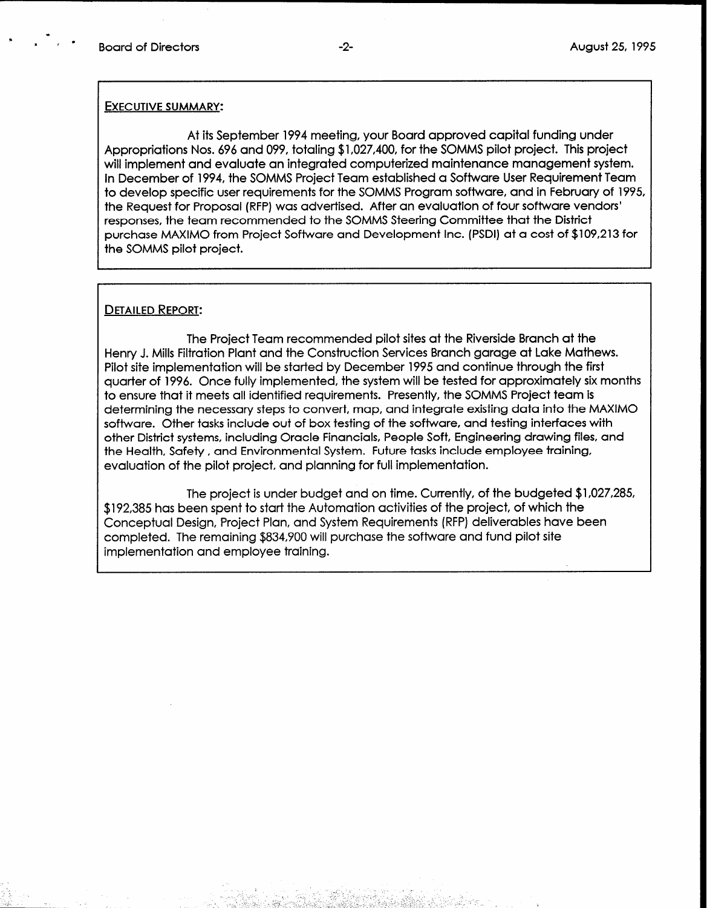## EXECUTIVE SUMMARY:

At its September 1994 meeting, your Board approved capital funding under Appropriations Nos. 696 and 099, totaling $1,027,400, for the SOMMS pilot project. This project will implement and evaluate an integrated computerized maintenance management system. In December of 1994, the SOMMS Project Team established a Software User Requirement Team to develop specific user requirements for the SOMMS Program software, and in February of 1995, the Request for Proposal (RFP) was advertised. After an evaluation of four software vendors' responses, the team recommended to the SOMMS Steering Committee that the District purchase MAXIMO from Project Software and Development Inc. (PSDI) at a cost of $109,213 for the SOMMS pilot project.

## DETAILED REPORT:

The Project Team recommended pilot sites at the Riverside Branch at the Henry J. Mills Filtration Plant and the Construction Services Branch garage at Lake Mathews. Pilot site implementation will be started by December 1995 and continue through the first quarter of 1996. Once fully implemented, the system will be tested for approximately six months to ensure that it meets all identified requirements. Presently, the SOMMS Project team is determining the necessary steps to convert, map, and integrate existing data into the MAXIMO software. Other tasks include out of box testing of the software, and testing interfaces with other District systems, including Oracle Financials, People Soft, Engineering drawing files, and the Health, Safety , and Environmental System. Future tasks include employee training, evaluation of the pilot project, and planning for full implementation.

The project is under budget and on time. Currently, of the budgeted $1,027,285, $192,385 has been spent to start the Automation activities of the project, of which the Conceptual Design, Project Plan, and System Requirements (RFP) deliverables have been completed. The remaining $834,900 will purchase the software and fund pilot site implementation and employee training.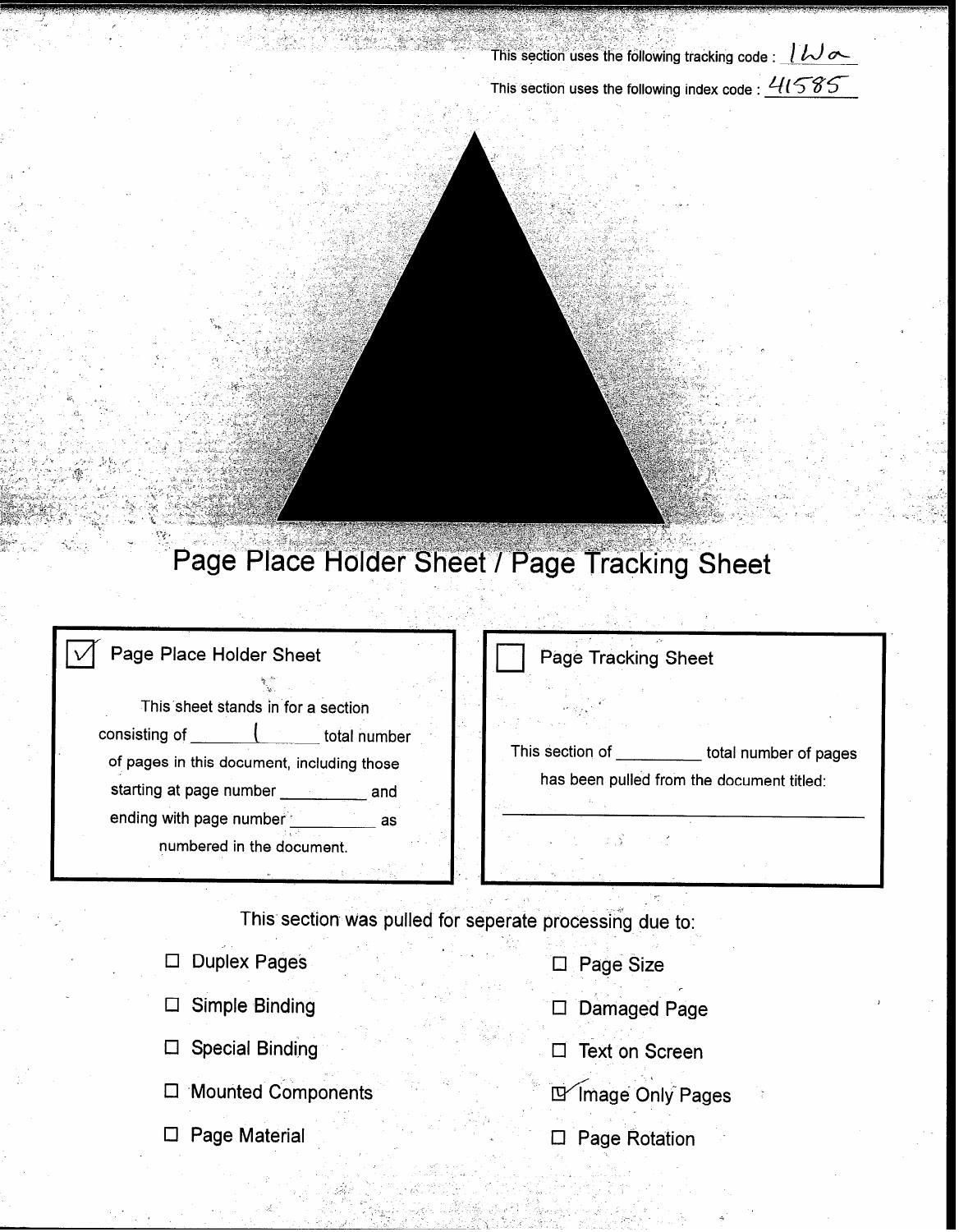This section uses the following tracking code : 1Wa

This section uses the following index code : 41585

# Page Place Holder Sheet / Page Tracking Sheet

☑ Page Place Holder Sheet

This sheet stands in for a section consisting of 1 total number of pages in this document, including those starting at page number \_\_\_\_\_\_\_\_\_\_ and ending with page number \_\_\_\_\_\_\_\_\_\_ as numbered in the document.

☐ Page Tracking Sheet

This section of \_\_\_\_\_\_\_\_\_\_ total number of pages has been pulled from the document titled:

\_\_\_\_\_\_\_\_\_\_\_\_\_\_\_\_\_\_\_\_\_\_\_\_\_\_\_\_\_\_\_\_\_\_\_\_\_\_\_\_

This section was pulled for seperate processing due to:

- ☐ Duplex Pages
- ☐ Simple Binding
- ☐ Special Binding
- ☐ Mounted Components
- ☐ Page Material
- ☐ Page Size
- ☐ Damaged Page
- ☐ Text on Screen
- ☑ Image Only Pages
- ☐ Page Rotation